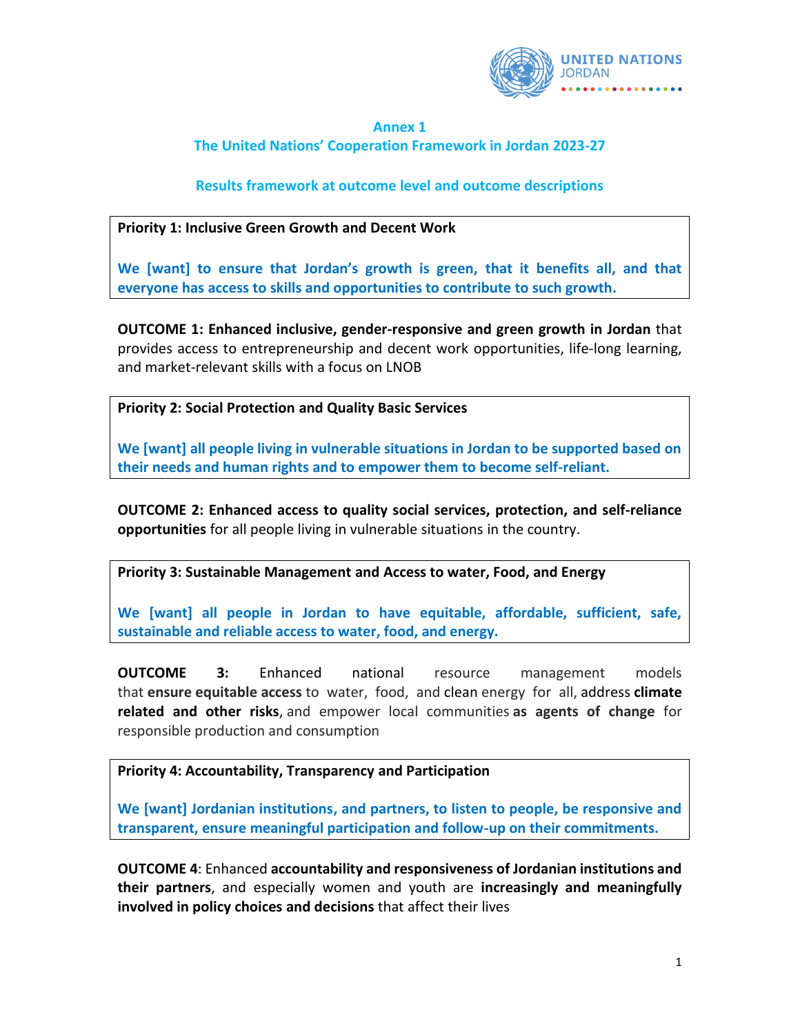**Annex 1**

**The United Nations' Cooperation Framework in Jordan 2023-27**

**Results framework at outcome level and outcome descriptions**

**Priority 1: Inclusive Green Growth and Decent Work**

**We [want] to ensure that Jordan's growth is green, that it benefits all, and that everyone has access to skills and opportunities to contribute to such growth.**

**OUTCOME 1: Enhanced inclusive, gender-responsive and green growth in Jordan** that provides access to entrepreneurship and decent work opportunities, life-long learning, and market-relevant skills with a focus on LNOB

**Priority 2: Social Protection and Quality Basic Services**

**We [want] all people living in vulnerable situations in Jordan to be supported based on their needs and human rights and to empower them to become self-reliant.**

**OUTCOME 2: Enhanced access to quality social services, protection, and self-reliance opportunities** for all people living in vulnerable situations in the country.

**Priority 3: Sustainable Management and Access to water, Food, and Energy**

**We [want] all people in Jordan to have equitable, affordable, sufficient, safe, sustainable and reliable access to water, food, and energy.**

**OUTCOME 3:** Enhanced national resource management models that **ensure equitable access** to water, food, and clean energy for all, address **climate related and other risks**, and empower local communities **as agents of change** for responsible production and consumption

**Priority 4: Accountability, Transparency and Participation**

**We [want] Jordanian institutions, and partners, to listen to people, be responsive and transparent, ensure meaningful participation and follow-up on their commitments.**

**OUTCOME 4**: Enhanced **accountability and responsiveness of Jordanian institutions and their partners**, and especially women and youth are **increasingly and meaningfully involved in policy choices and decisions** that affect their lives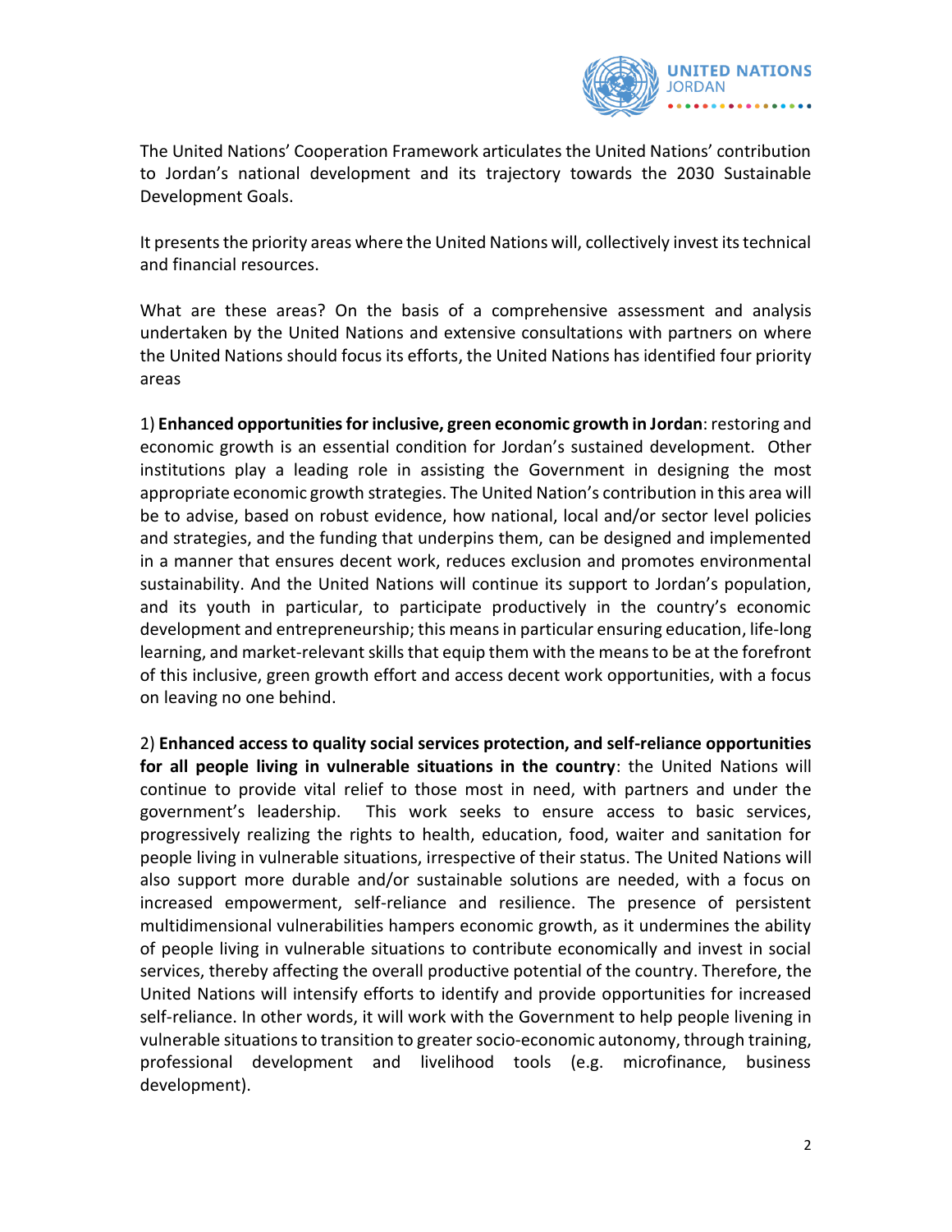The United Nations' Cooperation Framework articulates the United Nations' contribution to Jordan's national development and its trajectory towards the 2030 Sustainable Development Goals.

It presents the priority areas where the United Nations will, collectively invest its technical and financial resources.

What are these areas? On the basis of a comprehensive assessment and analysis undertaken by the United Nations and extensive consultations with partners on where the United Nations should focus its efforts, the United Nations has identified four priority areas

1) **Enhanced opportunities for inclusive, green economic growth in Jordan**: restoring and economic growth is an essential condition for Jordan's sustained development. Other institutions play a leading role in assisting the Government in designing the most appropriate economic growth strategies. The United Nation's contribution in this area will be to advise, based on robust evidence, how national, local and/or sector level policies and strategies, and the funding that underpins them, can be designed and implemented in a manner that ensures decent work, reduces exclusion and promotes environmental sustainability. And the United Nations will continue its support to Jordan's population, and its youth in particular, to participate productively in the country's economic development and entrepreneurship; this means in particular ensuring education, life-long learning, and market-relevant skills that equip them with the means to be at the forefront of this inclusive, green growth effort and access decent work opportunities, with a focus on leaving no one behind.

2) **Enhanced access to quality social services protection, and self-reliance opportunities for all people living in vulnerable situations in the country**: the United Nations will continue to provide vital relief to those most in need, with partners and under the government's leadership. This work seeks to ensure access to basic services, progressively realizing the rights to health, education, food, waiter and sanitation for people living in vulnerable situations, irrespective of their status. The United Nations will also support more durable and/or sustainable solutions are needed, with a focus on increased empowerment, self-reliance and resilience. The presence of persistent multidimensional vulnerabilities hampers economic growth, as it undermines the ability of people living in vulnerable situations to contribute economically and invest in social services, thereby affecting the overall productive potential of the country. Therefore, the United Nations will intensify efforts to identify and provide opportunities for increased self-reliance. In other words, it will work with the Government to help people livening in vulnerable situations to transition to greater socio-economic autonomy, through training, professional development and livelihood tools (e.g. microfinance, business development).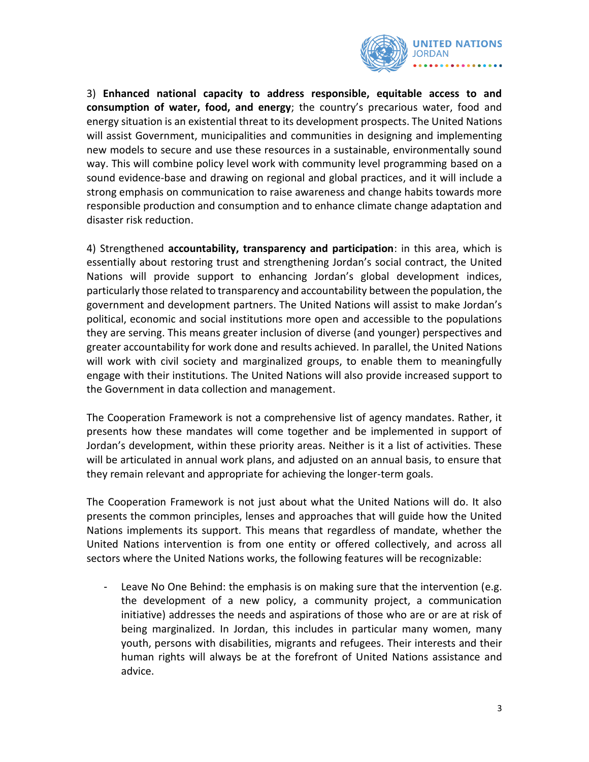3) **Enhanced national capacity to address responsible, equitable access to and consumption of water, food, and energy**; the country's precarious water, food and energy situation is an existential threat to its development prospects. The United Nations will assist Government, municipalities and communities in designing and implementing new models to secure and use these resources in a sustainable, environmentally sound way. This will combine policy level work with community level programming based on a sound evidence-base and drawing on regional and global practices, and it will include a strong emphasis on communication to raise awareness and change habits towards more responsible production and consumption and to enhance climate change adaptation and disaster risk reduction.

4) Strengthened **accountability, transparency and participation**: in this area, which is essentially about restoring trust and strengthening Jordan's social contract, the United Nations will provide support to enhancing Jordan's global development indices, particularly those related to transparency and accountability between the population, the government and development partners. The United Nations will assist to make Jordan's political, economic and social institutions more open and accessible to the populations they are serving. This means greater inclusion of diverse (and younger) perspectives and greater accountability for work done and results achieved. In parallel, the United Nations will work with civil society and marginalized groups, to enable them to meaningfully engage with their institutions. The United Nations will also provide increased support to the Government in data collection and management.

The Cooperation Framework is not a comprehensive list of agency mandates. Rather, it presents how these mandates will come together and be implemented in support of Jordan's development, within these priority areas. Neither is it a list of activities. These will be articulated in annual work plans, and adjusted on an annual basis, to ensure that they remain relevant and appropriate for achieving the longer-term goals.

The Cooperation Framework is not just about what the United Nations will do. It also presents the common principles, lenses and approaches that will guide how the United Nations implements its support. This means that regardless of mandate, whether the United Nations intervention is from one entity or offered collectively, and across all sectors where the United Nations works, the following features will be recognizable:

- Leave No One Behind: the emphasis is on making sure that the intervention (e.g. the development of a new policy, a community project, a communication initiative) addresses the needs and aspirations of those who are or are at risk of being marginalized. In Jordan, this includes in particular many women, many youth, persons with disabilities, migrants and refugees. Their interests and their human rights will always be at the forefront of United Nations assistance and advice.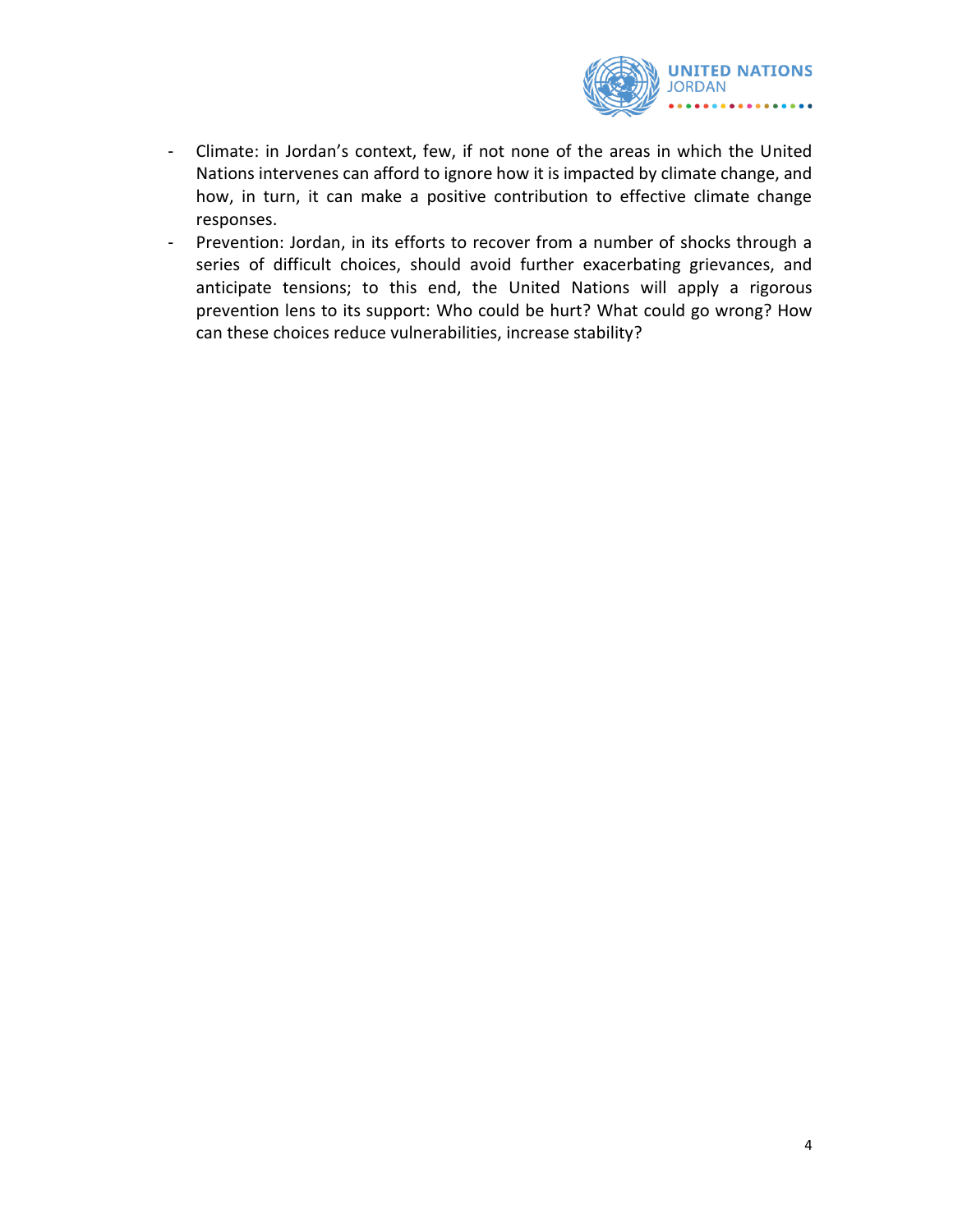- Climate: in Jordan's context, few, if not none of the areas in which the United Nations intervenes can afford to ignore how it is impacted by climate change, and how, in turn, it can make a positive contribution to effective climate change responses.
- Prevention: Jordan, in its efforts to recover from a number of shocks through a series of difficult choices, should avoid further exacerbating grievances, and anticipate tensions; to this end, the United Nations will apply a rigorous prevention lens to its support: Who could be hurt? What could go wrong? How can these choices reduce vulnerabilities, increase stability?